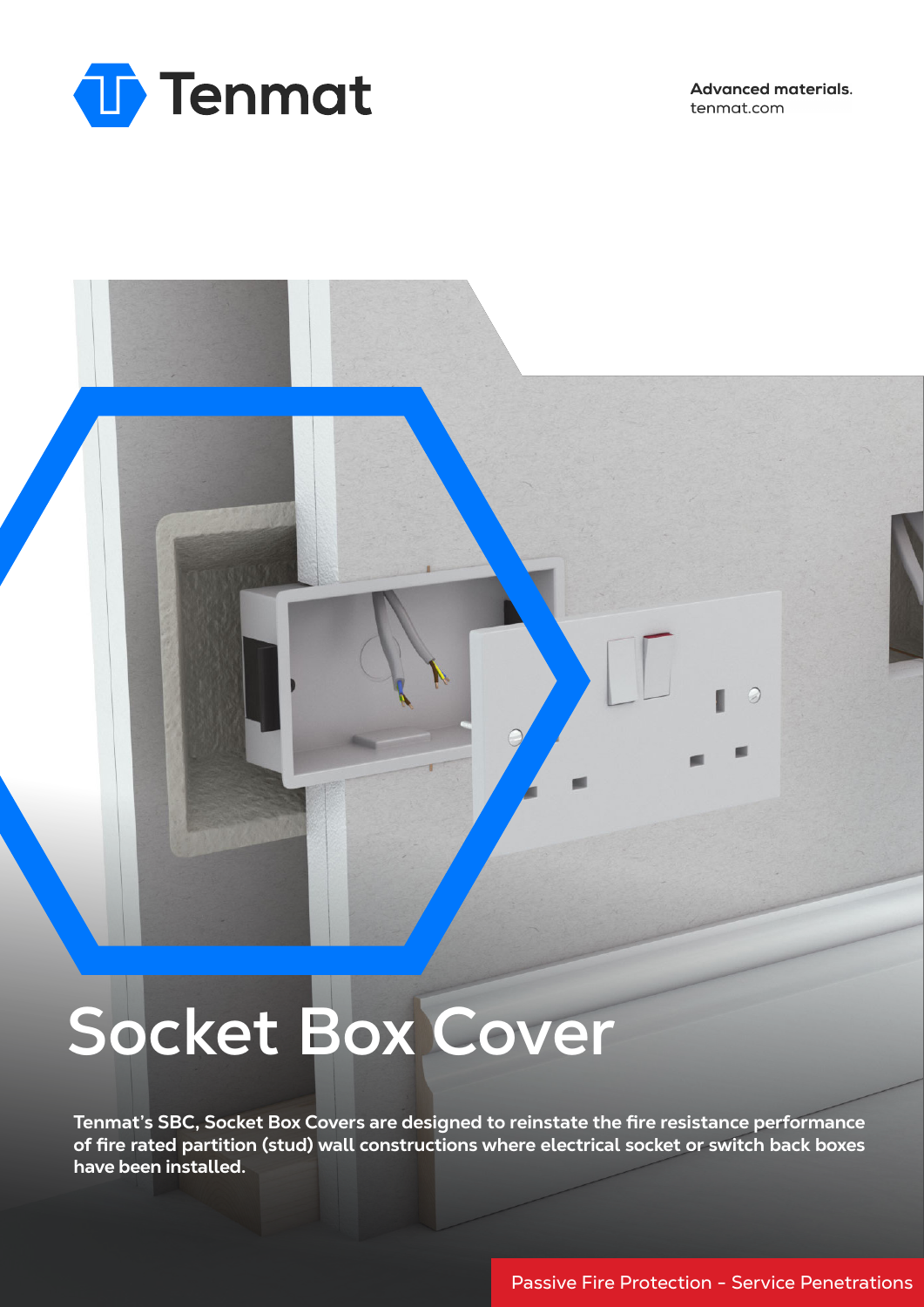Tenmat

**Advanced materials.**
tenmat.com

# Socket Box Cover

**Tenmat's SBC, Socket Box Covers are designed to reinstate the fire resistance performance of fire rated partition (stud) wall constructions where electrical socket or switch back boxes have been installed.**

Passive Fire Protection – Service Penetrations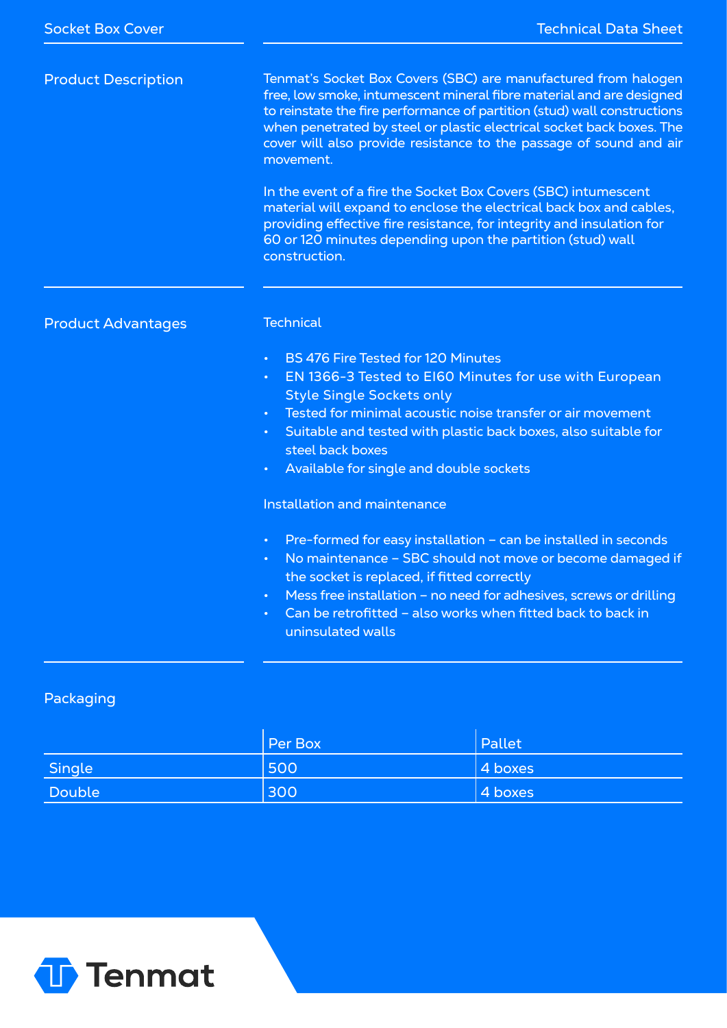## Product Description

Tenmat's Socket Box Covers (SBC) are manufactured from halogen free, low smoke, intumescent mineral fibre material and are designed to reinstate the fire performance of partition (stud) wall constructions when penetrated by steel or plastic electrical socket back boxes. The cover will also provide resistance to the passage of sound and air movement.

In the event of a fire the Socket Box Covers (SBC) intumescent material will expand to enclose the electrical back box and cables, providing effective fire resistance, for integrity and insulation for 60 or 120 minutes depending upon the partition (stud) wall construction.

## Product Advantages

### Technical

- BS 476 Fire Tested for 120 Minutes
- EN 1366-3 Tested to EI60 Minutes for use with European Style Single Sockets only
- Tested for minimal acoustic noise transfer or air movement
- Suitable and tested with plastic back boxes, also suitable for steel back boxes
- Available for single and double sockets

### Installation and maintenance

- Pre-formed for easy installation – can be installed in seconds
- No maintenance – SBC should not move or become damaged if the socket is replaced, if fitted correctly
- Mess free installation – no need for adhesives, screws or drilling
- Can be retrofitted – also works when fitted back to back in uninsulated walls

## Packaging

| | Per Box | Pallet |
|---|---|---|
| Single | 500 | 4 boxes |
| Double | 300 | 4 boxes |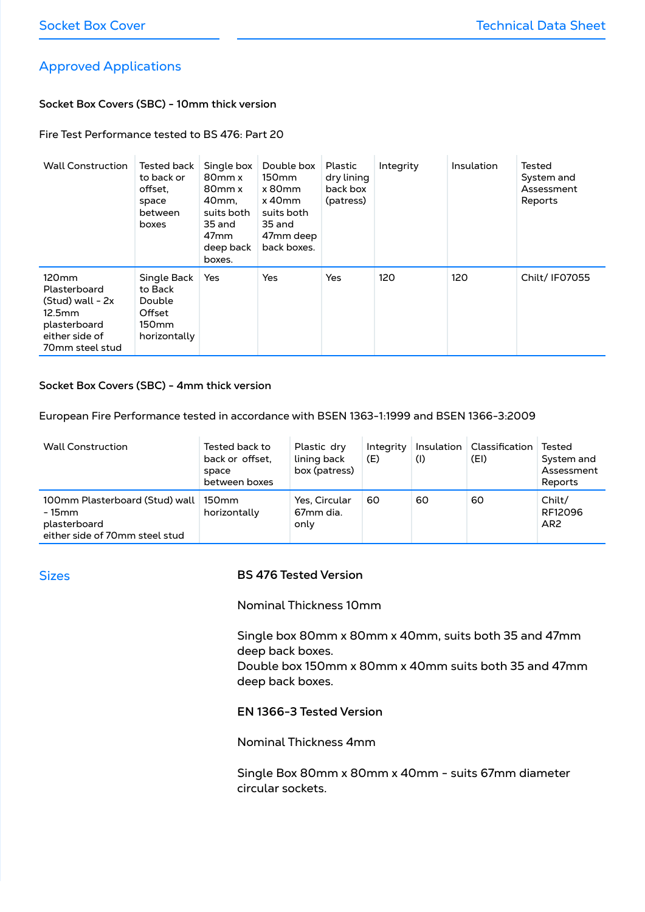## Approved Applications

**Socket Box Covers (SBC) - 10mm thick version**

Fire Test Performance tested to BS 476: Part 20

| Wall Construction | Tested back to back or offset, space between boxes | Single box 80mm x 80mm x 40mm, suits both 35 and 47mm deep back boxes. | Double box 150mm x 80mm x 40mm suits both 35 and 47mm deep back boxes. | Plastic dry lining back box (patress) | Integrity | Insulation | Tested System and Assessment Reports |
|---|---|---|---|---|---|---|---|
| 120mm Plasterboard (Stud) wall - 2x 12.5mm plasterboard either side of 70mm steel stud | Single Back to Back Double Offset 150mm horizontally | Yes | Yes | Yes | 120 | 120 | Chilt/ IF07055 |

**Socket Box Covers (SBC) - 4mm thick version**

European Fire Performance tested in accordance with BSEN 1363-1:1999 and BSEN 1366-3:2009

| Wall Construction | Tested back to back or offset, space between boxes | Plastic dry lining back box (patress) | Integrity (E) | Insulation (I) | Classification (EI) | Tested System and Assessment Reports |
|---|---|---|---|---|---|---|
| 100mm Plasterboard (Stud) wall - 15mm plasterboard either side of 70mm steel stud | 150mm horizontally | Yes, Circular 67mm dia. only | 60 | 60 | 60 | Chilt/ RF12096 AR2 |

## Sizes

**BS 476 Tested Version**

Nominal Thickness 10mm

Single box 80mm x 80mm x 40mm, suits both 35 and 47mm deep back boxes.
Double box 150mm x 80mm x 40mm suits both 35 and 47mm deep back boxes.

**EN 1366-3 Tested Version**

Nominal Thickness 4mm

Single Box 80mm x 80mm x 40mm - suits 67mm diameter circular sockets.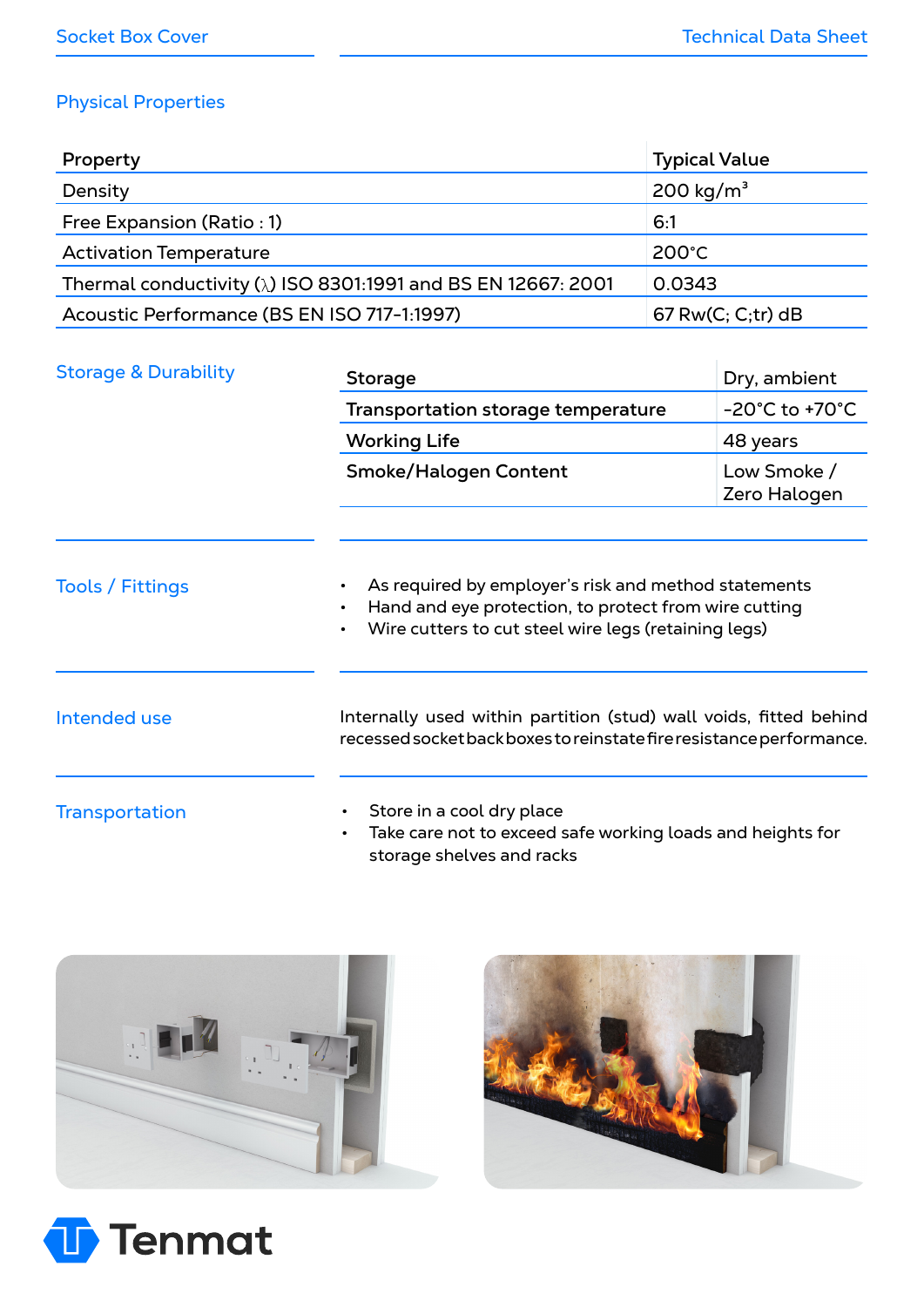## Physical Properties

| Property | Typical Value |
|---|---|
| Density | 200 kg/m$^3$ |
| Free Expansion (Ratio : 1) | 6:1 |
| Activation Temperature | 200°C |
| Thermal conductivity (λ) ISO 8301:1991 and BS EN 12667: 2001 | 0.0343 |
| Acoustic Performance (BS EN ISO 717-1:1997) | 67 Rw(C; C;tr) dB |

## Storage & Durability

| Storage | Dry, ambient |
|---|---|
| Transportation storage temperature | -20°C to +70°C |
| Working Life | 48 years |
| Smoke/Halogen Content | Low Smoke / Zero Halogen |

## Tools / Fittings

- As required by employer's risk and method statements
- Hand and eye protection, to protect from wire cutting
- Wire cutters to cut steel wire legs (retaining legs)

## Intended use

Internally used within partition (stud) wall voids, fitted behind recessed socket back boxes to reinstate fire resistance performance.

## Transportation

- Store in a cool dry place
- Take care not to exceed safe working loads and heights for storage shelves and racks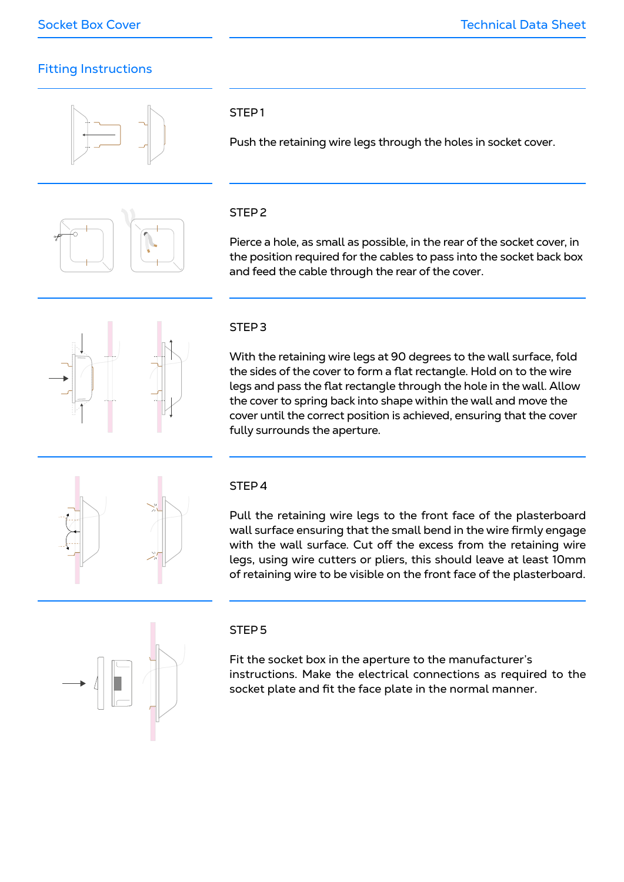## Fitting Instructions

### STEP 1

Push the retaining wire legs through the holes in socket cover.

### STEP 2

Pierce a hole, as small as possible, in the rear of the socket cover, in the position required for the cables to pass into the socket back box and feed the cable through the rear of the cover.

### STEP 3

With the retaining wire legs at 90 degrees to the wall surface, fold the sides of the cover to form a flat rectangle. Hold on to the wire legs and pass the flat rectangle through the hole in the wall. Allow the cover to spring back into shape within the wall and move the cover until the correct position is achieved, ensuring that the cover fully surrounds the aperture.

### STEP 4

Pull the retaining wire legs to the front face of the plasterboard wall surface ensuring that the small bend in the wire firmly engage with the wall surface. Cut off the excess from the retaining wire legs, using wire cutters or pliers, this should leave at least 10mm of retaining wire to be visible on the front face of the plasterboard.

### STEP 5

Fit the socket box in the aperture to the manufacturer's instructions. Make the electrical connections as required to the socket plate and fit the face plate in the normal manner.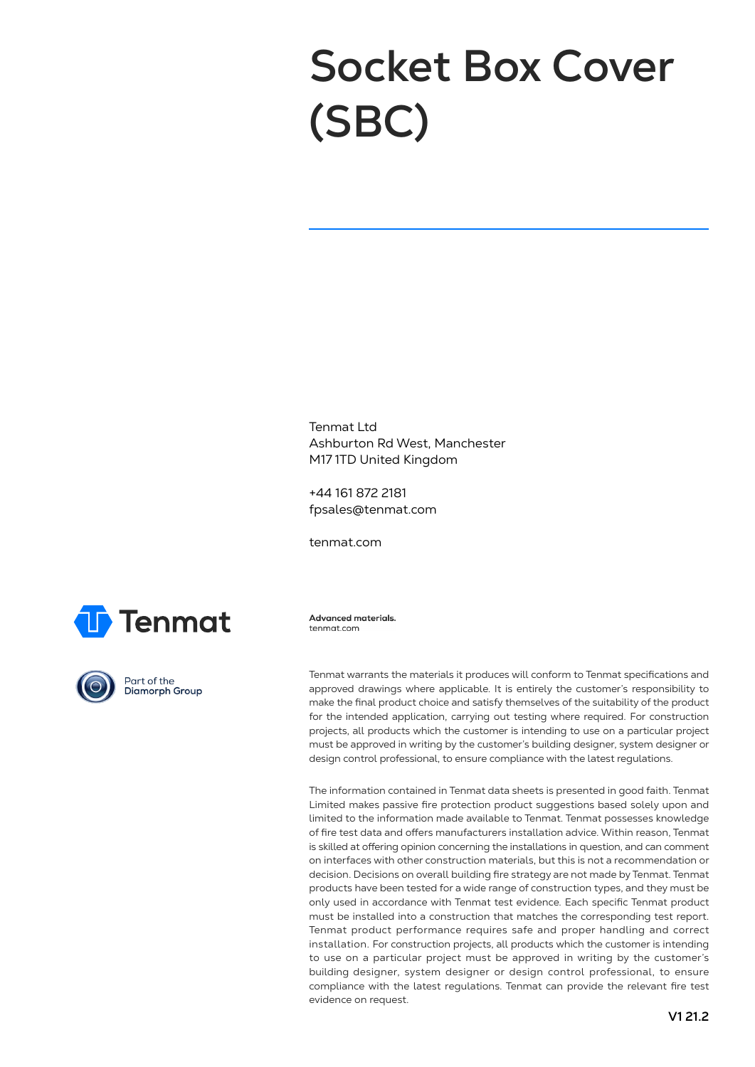# Socket Box Cover (SBC)

Tenmat Ltd
Ashburton Rd West, Manchester
M17 1TD United Kingdom

+44 161 872 2181
fpsales@tenmat.com

tenmat.com

Tenmat

Part of the
Diamorph Group

**Advanced materials.**
tenmat.com

Tenmat warrants the materials it produces will conform to Tenmat specifications and approved drawings where applicable. It is entirely the customer's responsibility to make the final product choice and satisfy themselves of the suitability of the product for the intended application, carrying out testing where required. For construction projects, all products which the customer is intending to use on a particular project must be approved in writing by the customer's building designer, system designer or design control professional, to ensure compliance with the latest regulations.

The information contained in Tenmat data sheets is presented in good faith. Tenmat Limited makes passive fire protection product suggestions based solely upon and limited to the information made available to Tenmat. Tenmat possesses knowledge of fire test data and offers manufacturers installation advice. Within reason, Tenmat is skilled at offering opinion concerning the installations in question, and can comment on interfaces with other construction materials, but this is not a recommendation or decision. Decisions on overall building fire strategy are not made by Tenmat. Tenmat products have been tested for a wide range of construction types, and they must be only used in accordance with Tenmat test evidence. Each specific Tenmat product must be installed into a construction that matches the corresponding test report. Tenmat product performance requires safe and proper handling and correct installation. For construction projects, all products which the customer is intending to use on a particular project must be approved in writing by the customer's building designer, system designer or design control professional, to ensure compliance with the latest regulations. Tenmat can provide the relevant fire test evidence on request.

**V1 21.2**